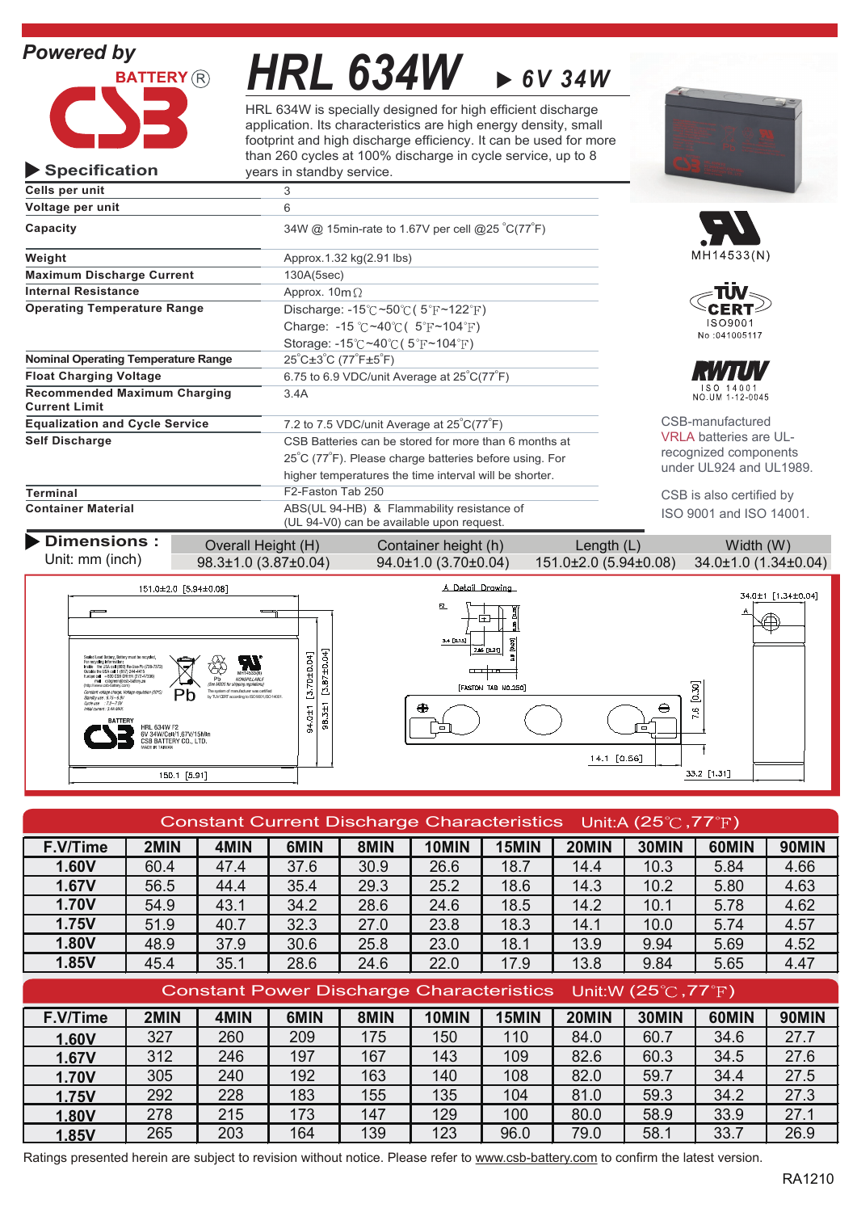Powered by

BATTERY®

# HRL 634W ▶ 6V 34W

HRL 634W is specially designed for high efficient discharge application. Its characteristics are high energy density, small footprint and high discharge efficiency. It can be used for more than 260 cycles at 100% discharge in cycle service, up to 8 years in standby service.

## ▶ Specification

| | |
|---|---|
| **Cells per unit** | 3 |
| **Voltage per unit** | 6 |
| **Capacity** | 34W @ 15min-rate to 1.67V per cell @25 °C(77°F) |
| **Weight** | Approx.1.32 kg(2.91 lbs) |
| **Maximum Discharge Current** | 130A(5sec) |
| **Internal Resistance** | Approx. 10mΩ |
| **Operating Temperature Range** | Discharge: -15℃~50℃ ( 5℉~122℉)<br>Charge: -15 ℃~40℃ ( 5℉~104℉)<br>Storage: -15℃~40℃ ( 5℉~104℉) |
| **Nominal Operating Temperature Range** | 25°C±3°C (77°F±5°F) |
| **Float Charging Voltage** | 6.75 to 6.9 VDC/unit Average at 25°C(77°F) |
| **Recommended Maximum Charging Current Limit** | 3.4A |
| **Equalization and Cycle Service** | 7.2 to 7.5 VDC/unit Average at 25°C(77°F) |
| **Self Discharge** | CSB Batteries can be stored for more than 6 months at 25°C (77°F). Please charge batteries before using. For higher temperatures the time interval will be shorter. |
| **Terminal** | F2-Faston Tab 250 |
| **Container Material** | ABS(UL 94-HB) & Flammability resistance of (UL 94-V0) can be available upon request. |

MH14533(N)

TÜV CERT ISO9001 No :041005117

RWTUV ISO 14001 NO.UM 1-12-0045

CSB-manufactured VRLA batteries are UL-recognized components under UL924 and UL1989.

CSB is also certified by ISO 9001 and ISO 14001.

## ▶ Dimensions :

Unit: mm (inch)

| Overall Height (H) | Container height (h) | Length (L) | Width (W) |
|---|---|---|---|
| 98.3±1.0 (3.87±0.04) | 94.0±1.0 (3.70±0.04) | 151.0±2.0 (5.94±0.08) | 34.0±1.0 (1.34±0.04) |

## Constant Current Discharge Characteristics Unit:A (25℃,77℉)

| F.V/Time | 2MIN | 4MIN | 6MIN | 8MIN | 10MIN | 15MIN | 20MIN | 30MIN | 60MIN | 90MIN |
|---|---|---|---|---|---|---|---|---|---|---|
| 1.60V | 60.4 | 47.4 | 37.6 | 30.9 | 26.6 | 18.7 | 14.4 | 10.3 | 5.84 | 4.66 |
| 1.67V | 56.5 | 44.4 | 35.4 | 29.3 | 25.2 | 18.6 | 14.3 | 10.2 | 5.80 | 4.63 |
| 1.70V | 54.9 | 43.1 | 34.2 | 28.6 | 24.6 | 18.5 | 14.2 | 10.1 | 5.78 | 4.62 |
| 1.75V | 51.9 | 40.7 | 32.3 | 27.0 | 23.8 | 18.3 | 14.1 | 10.0 | 5.74 | 4.57 |
| 1.80V | 48.9 | 37.9 | 30.6 | 25.8 | 23.0 | 18.1 | 13.9 | 9.94 | 5.69 | 4.52 |
| 1.85V | 45.4 | 35.1 | 28.6 | 24.6 | 22.0 | 17.9 | 13.8 | 9.84 | 5.65 | 4.47 |

## Constant Power Discharge Characteristics Unit:W (25℃,77℉)

| F.V/Time | 2MIN | 4MIN | 6MIN | 8MIN | 10MIN | 15MIN | 20MIN | 30MIN | 60MIN | 90MIN |
|---|---|---|---|---|---|---|---|---|---|---|
| 1.60V | 327 | 260 | 209 | 175 | 150 | 110 | 84.0 | 60.7 | 34.6 | 27.7 |
| 1.67V | 312 | 246 | 197 | 167 | 143 | 109 | 82.6 | 60.3 | 34.5 | 27.6 |
| 1.70V | 305 | 240 | 192 | 163 | 140 | 108 | 82.0 | 59.7 | 34.4 | 27.5 |
| 1.75V | 292 | 228 | 183 | 155 | 135 | 104 | 81.0 | 59.3 | 34.2 | 27.3 |
| 1.80V | 278 | 215 | 173 | 147 | 129 | 100 | 80.0 | 58.9 | 33.9 | 27.1 |
| 1.85V | 265 | 203 | 164 | 139 | 123 | 96.0 | 79.0 | 58.1 | 33.7 | 26.9 |

Ratings presented herein are subject to revision without notice. Please refer to www.csb-battery.com to confirm the latest version.

RA1210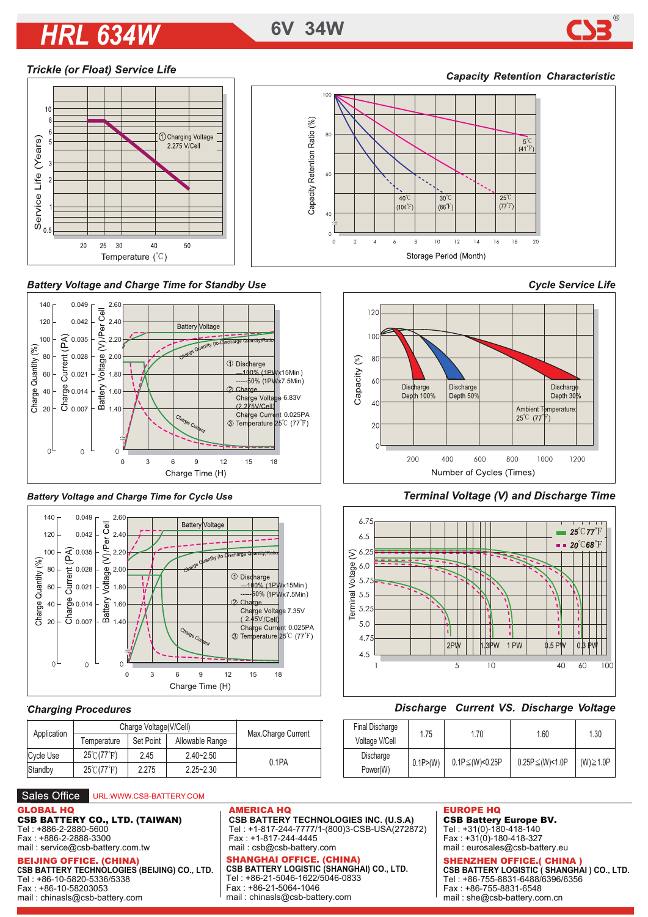# HRL 634W

6V 34W

CSB

## Trickle (or Float) Service Life

Service Life (Years)

10
8
6
5
3
2
1
0.5

① Charging Voltage 2.275 V/Cell

20 25 30 40 50

Temperature (℃)

## Capacity Retention Characteristic

Capacity Retention Ratio (%)

100
80
60
40
0

5℃ (41℉)
40℃ (104℉)
30℃ (86℉)
25℃ (77℉)

0 2 4 6 8 10 12 14 16 18 20

Storage Period (Month)

## Battery Voltage and Charge Time for Standby Use

Charge Quantity (%): 140 120 100 80 60 40 20 0

Charge Current (PA): 0.049 0.042 0.035 0.028 0.021 0.014 0.007 0

Battery Voltage (V)/Per Cell: 2.60 2.40 2.20 2.00 1.80 1.60 1.40 0

Battery Voltage

Charge Quantity (to-Discharge Quantity)Ratio

Charge Current

① Discharge
—100% (1PWx15Min)
-----50% (1PWx7.5Min)
② Charge
Charge Voltage 6.83V
(2.275V/Cell)
Charge Current 0.025PA
③ Temperature 25℃ (77℉)

0 3 6 9 12 15 18

Charge Time (H)

## Cycle Service Life

Capacity (%)

120
100
80
60
40
20
0

Discharge Depth 100%
Discharge Depth 50%
Discharge Depth 30%

Ambient Temperature: 25℃ (77℉)

200 400 600 800 1000 1200

Number of Cycles (Times)

## Battery Voltage and Charge Time for Cycle Use

Charge Quantity (%): 140 120 100 80 60 40 20 0

Charge Current (PA): 0.049 0.042 0.035 0.028 0.021 0.014 0.007 0

Battery Voltage (V)/Per Cell: 2.60 2.40 2.20 2.00 1.80 1.60 1.40 0

Battery Voltage

Charge Quantity (to-Discharge Quantity)Ratio

Charge Current

① Discharge
—100% (1PWx15Min)
-----50% (1PWx7.5Min)
② Charge
Charge Voltage 7.35V
( 2.45V/Cell)
Charge Current 0.025PA
③ Temperature 25℃ (77℉)

0 3 6 9 12 15 18

Charge Time (H)

## Terminal Voltage (V) and Discharge Time

Terminal Voltage (V)

6.75
6.5
6.25
6.0
5.75
5.5
5.25
5.0
4.75
4.5

25℃77℉
20℃68℉

2PW
1.3PW
1 PW
0.5 PW
0.3 PW

1 5 10 40 60 100

## Charging Procedures

| Application | Charge Voltage(V/Cell) | | | Max.Charge Current |
|---|---|---|---|---|
| | Temperature | Set Point | Allowable Range | |
| Cycle Use | 25℃(77℉) | 2.45 | 2.40~2.50 | 0.1PA |
| Standby | 25℃(77℉) | 2.275 | 2.25~2.30 | |

## Discharge Current VS. Discharge Voltage

| Final Discharge Voltage V/Cell | 1.75 | 1.70 | 1.60 | 1.30 |
|---|---|---|---|---|
| Discharge Power(W) | 0.1P>(W) | 0.1P≦(W)<0.25P | 0.25P≦(W)<1.0P | (W)≧1.0P |

## Sales Office

URL:WWW.CSB-BATTERY.COM

**GLOBAL HQ**
**CSB BATTERY CO., LTD. (TAIWAN)**
Tel : +886-2-2880-5600
Fax : +886-2-2888-3300
mail : service@csb-battery.com.tw

**BEIJING OFFICE. (CHINA)**
**CSB BATTERY TECHNOLOGIES (BEIJING) CO., LTD.**
Tel : +86-10-5820-5336/5338
Fax : +86-10-58203053
mail : chinasls@csb-battery.com

**AMERICA HQ**
**CSB BATTERY TECHNOLOGIES INC. (U.S.A)**
Tel : +1-817-244-7777/1-(800)3-CSB-USA(272872)
Fax : +1-817-244-4445
mail : csb@csb-battery.com

**SHANGHAI OFFICE. (CHINA)**
**CSB BATTERY LOGISTIC (SHANGHAI) CO., LTD.**
Tel : +86-21-5046-1622/5046-0833
Fax : +86-21-5064-1046
mail : chinasls@csb-battery.com

**EUROPE HQ**
**CSB Battery Europe BV.**
Tel : +31(0)-180-418-140
Fax : +31(0)-180-418-327
mail : eurosales@csb-battery.eu

**SHENZHEN OFFICE.( CHINA )**
**CSB BATTERY LOGISTIC ( SHANGHAI ) CO., LTD.**
Tel : +86-755-8831-6488/6396/6356
Fax : +86-755-8831-6548
mail : she@csb-battery.com.cn